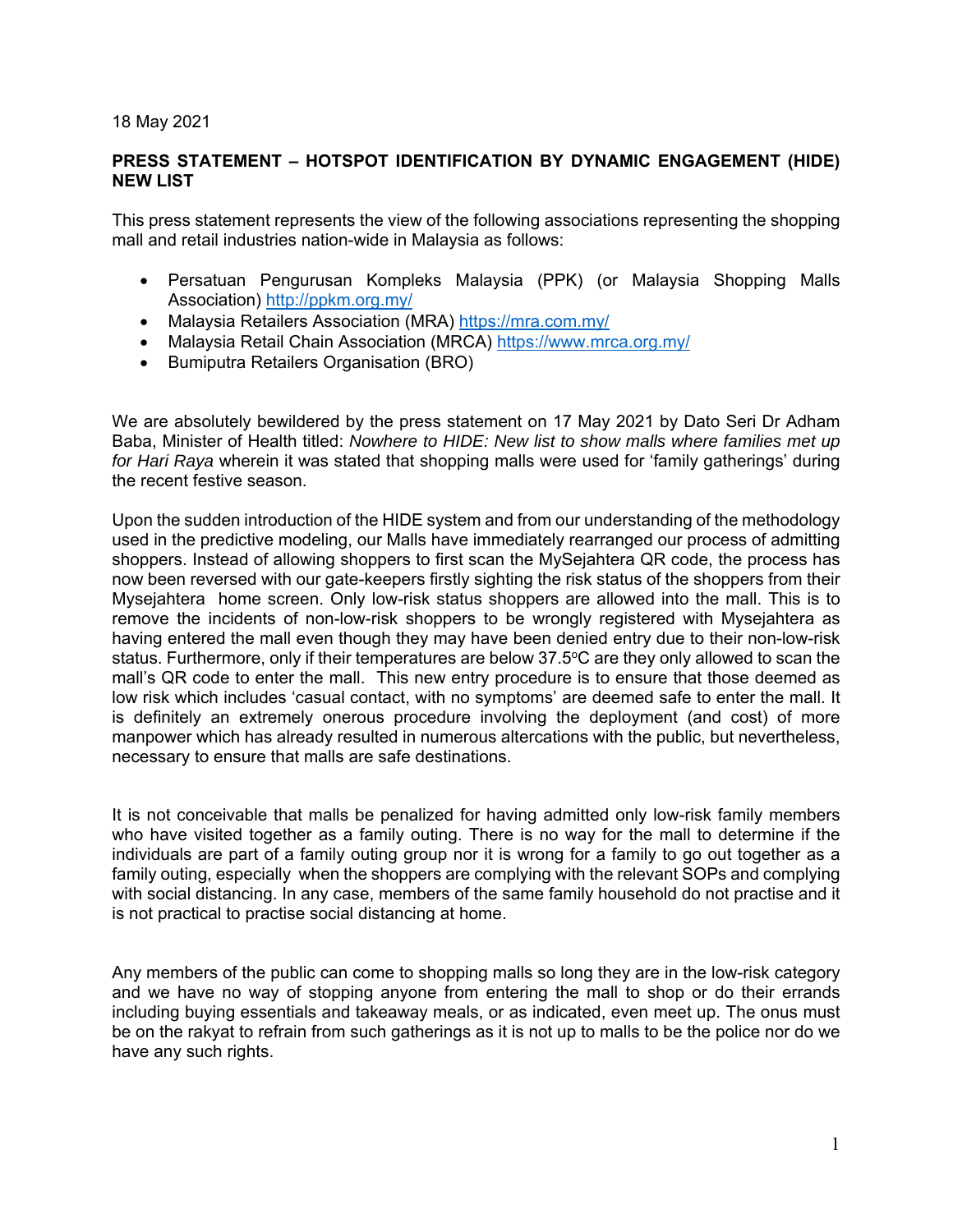18 May 2021

**PRESS STATEMENT – HOTSPOT IDENTIFICATION BY DYNAMIC ENGAGEMENT (HIDE) NEW LIST**

This press statement represents the view of the following associations representing the shopping mall and retail industries nation-wide in Malaysia as follows:

- Persatuan Pengurusan Kompleks Malaysia (PPK) (or Malaysia Shopping Malls Association) http://ppkm.org.my/
- Malaysia Retailers Association (MRA) https://mra.com.my/
- Malaysia Retail Chain Association (MRCA) https://www.mrca.org.my/
- Bumiputra Retailers Organisation (BRO)

We are absolutely bewildered by the press statement on 17 May 2021 by Dato Seri Dr Adham Baba, Minister of Health titled: *Nowhere to HIDE: New list to show malls where families met up for Hari Raya* wherein it was stated that shopping malls were used for 'family gatherings' during the recent festive season.

Upon the sudden introduction of the HIDE system and from our understanding of the methodology used in the predictive modeling, our Malls have immediately rearranged our process of admitting shoppers. Instead of allowing shoppers to first scan the MySejahtera QR code, the process has now been reversed with our gate-keepers firstly sighting the risk status of the shoppers from their Mysejahtera home screen. Only low-risk status shoppers are allowed into the mall. This is to remove the incidents of non-low-risk shoppers to be wrongly registered with Mysejahtera as having entered the mall even though they may have been denied entry due to their non-low-risk status. Furthermore, only if their temperatures are below 37.5°C are they only allowed to scan the mall's QR code to enter the mall. This new entry procedure is to ensure that those deemed as low risk which includes 'casual contact, with no symptoms' are deemed safe to enter the mall. It is definitely an extremely onerous procedure involving the deployment (and cost) of more manpower which has already resulted in numerous altercations with the public, but nevertheless, necessary to ensure that malls are safe destinations.

It is not conceivable that malls be penalized for having admitted only low-risk family members who have visited together as a family outing. There is no way for the mall to determine if the individuals are part of a family outing group nor it is wrong for a family to go out together as a family outing, especially when the shoppers are complying with the relevant SOPs and complying with social distancing. In any case, members of the same family household do not practise and it is not practical to practise social distancing at home.

Any members of the public can come to shopping malls so long they are in the low-risk category and we have no way of stopping anyone from entering the mall to shop or do their errands including buying essentials and takeaway meals, or as indicated, even meet up. The onus must be on the rakyat to refrain from such gatherings as it is not up to malls to be the police nor do we have any such rights.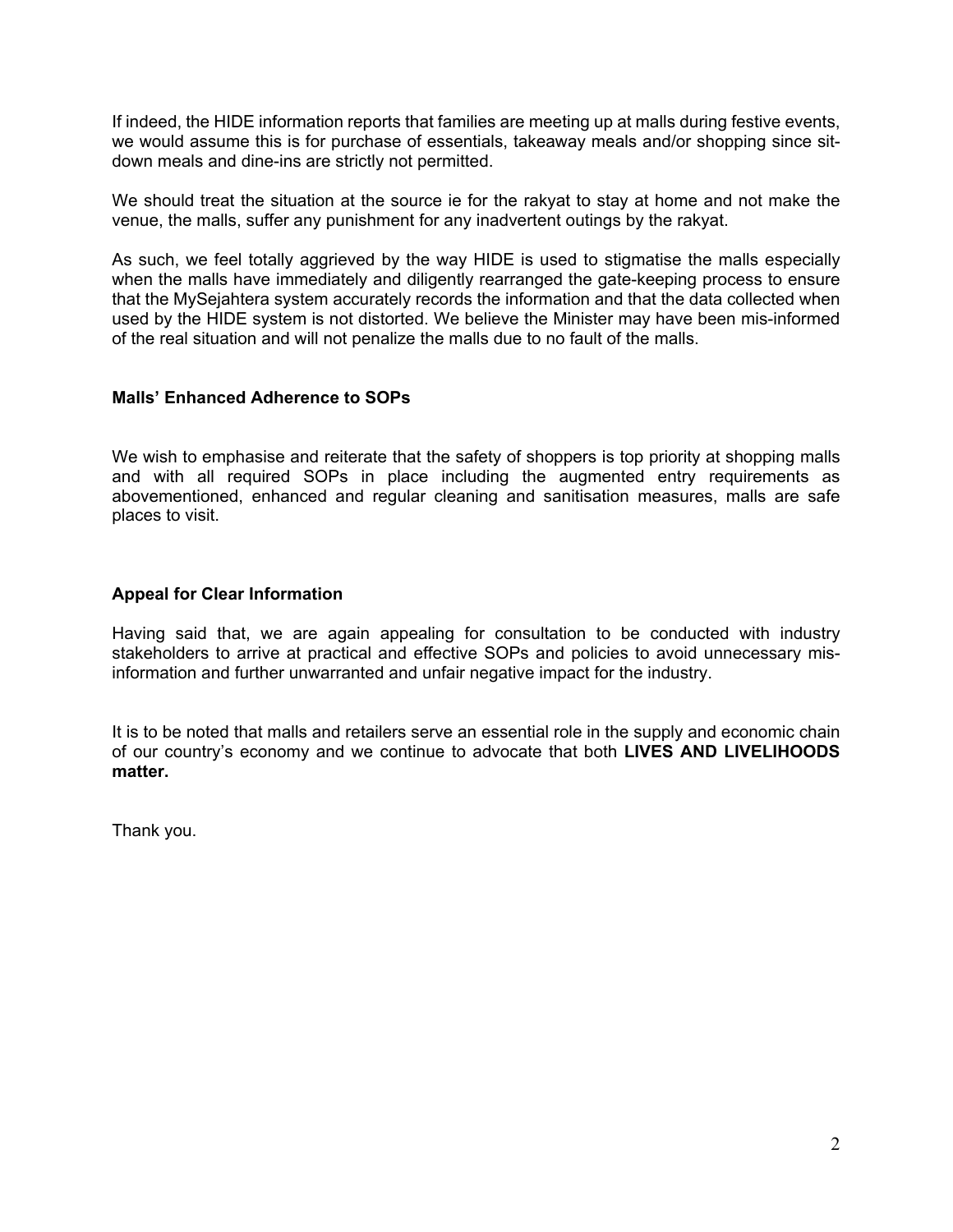If indeed, the HIDE information reports that families are meeting up at malls during festive events, we would assume this is for purchase of essentials, takeaway meals and/or shopping since sit-down meals and dine-ins are strictly not permitted.

We should treat the situation at the source ie for the rakyat to stay at home and not make the venue, the malls, suffer any punishment for any inadvertent outings by the rakyat.

As such, we feel totally aggrieved by the way HIDE is used to stigmatise the malls especially when the malls have immediately and diligently rearranged the gate-keeping process to ensure that the MySejahtera system accurately records the information and that the data collected when used by the HIDE system is not distorted. We believe the Minister may have been mis-informed of the real situation and will not penalize the malls due to no fault of the malls.

**Malls' Enhanced Adherence to SOPs**

We wish to emphasise and reiterate that the safety of shoppers is top priority at shopping malls and with all required SOPs in place including the augmented entry requirements as abovementioned, enhanced and regular cleaning and sanitisation measures, malls are safe places to visit.

**Appeal for Clear Information**

Having said that, we are again appealing for consultation to be conducted with industry stakeholders to arrive at practical and effective SOPs and policies to avoid unnecessary mis-information and further unwarranted and unfair negative impact for the industry.

It is to be noted that malls and retailers serve an essential role in the supply and economic chain of our country's economy and we continue to advocate that both **LIVES AND LIVELIHOODS matter.**

Thank you.